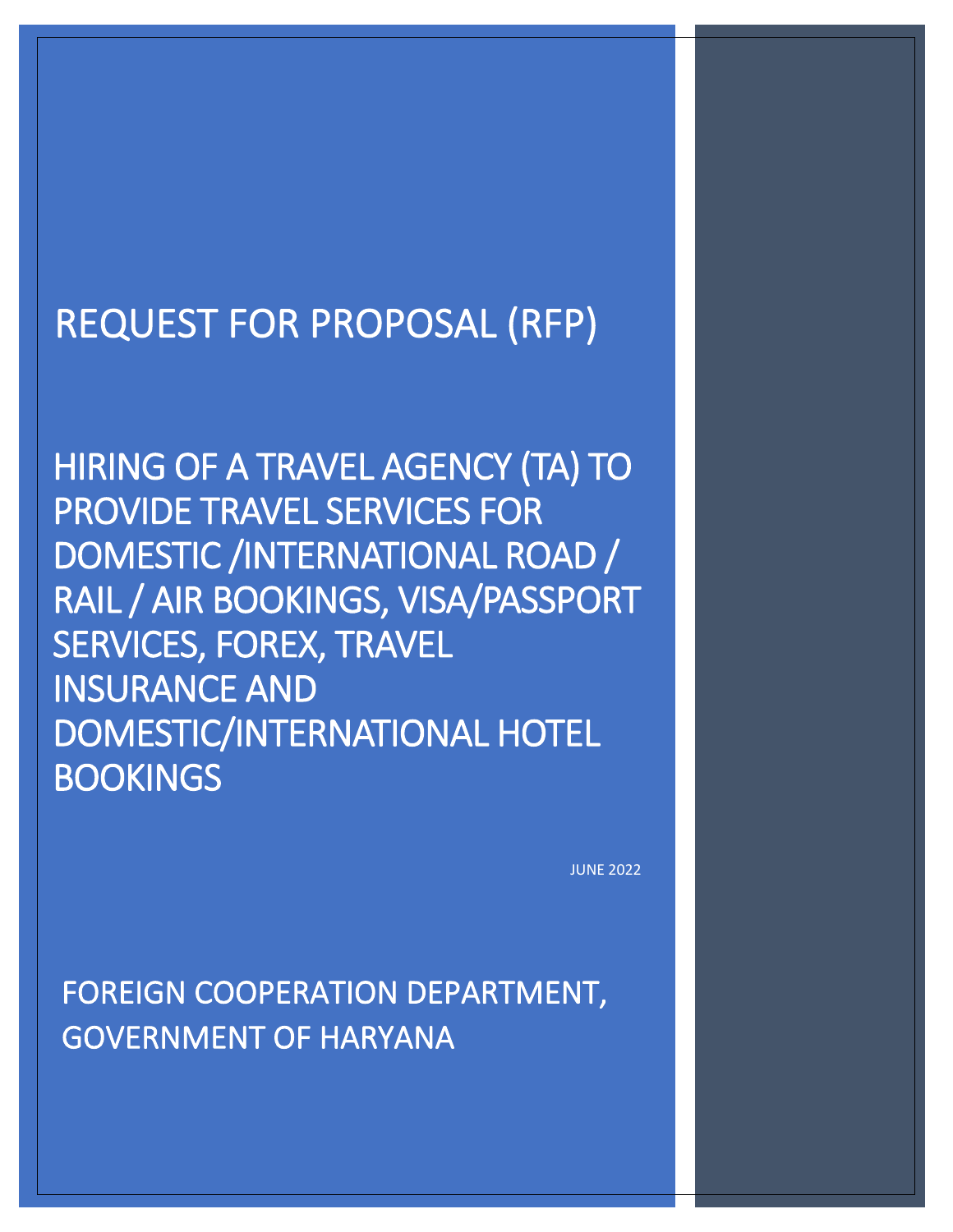# REQUEST FOR PROPOSAL (RFP)

## HIRING OF A TRAVEL AGENCY (TA) TO PROVIDE TRAVEL SERVICES FOR DOMESTIC /INTERNATIONAL ROAD / RAIL / AIR BOOKINGS, VISA/PASSPORT SERVICES, FOREX, TRAVEL INSURANCE AND DOMESTIC/INTERNATIONAL HOTEL BOOKINGS

JUNE 2022

FOREIGN COOPERATION DEPARTMENT, GOVERNMENT OF HARYANA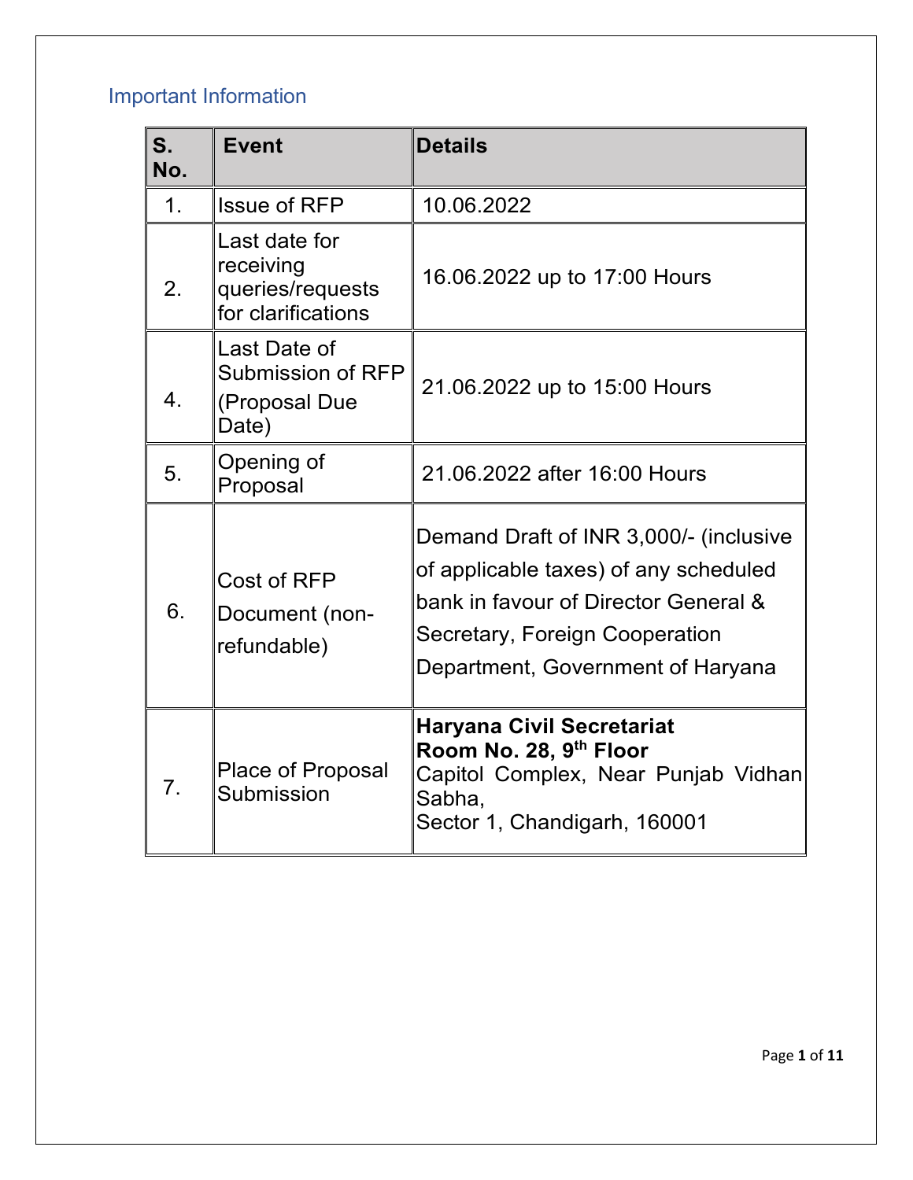## Important Information

| S. No. | Event | Details |
|---|---|---|
| 1. | Issue of RFP | 10.06.2022 |
| 2. | Last date for receiving queries/requests for clarifications | 16.06.2022 up to 17:00 Hours |
| 4. | Last Date of Submission of RFP (Proposal Due Date) | 21.06.2022 up to 15:00 Hours |
| 5. | Opening of Proposal | 21.06.2022 after 16:00 Hours |
| 6. | Cost of RFP Document (non-refundable) | Demand Draft of INR 3,000/- (inclusive of applicable taxes) of any scheduled bank in favour of Director General & Secretary, Foreign Cooperation Department, Government of Haryana |
| 7. | Place of Proposal Submission | **Haryana Civil Secretariat**<br>**Room No. 28, 9th Floor**<br>Capitol Complex, Near Punjab Vidhan Sabha,<br>Sector 1, Chandigarh, 160001 |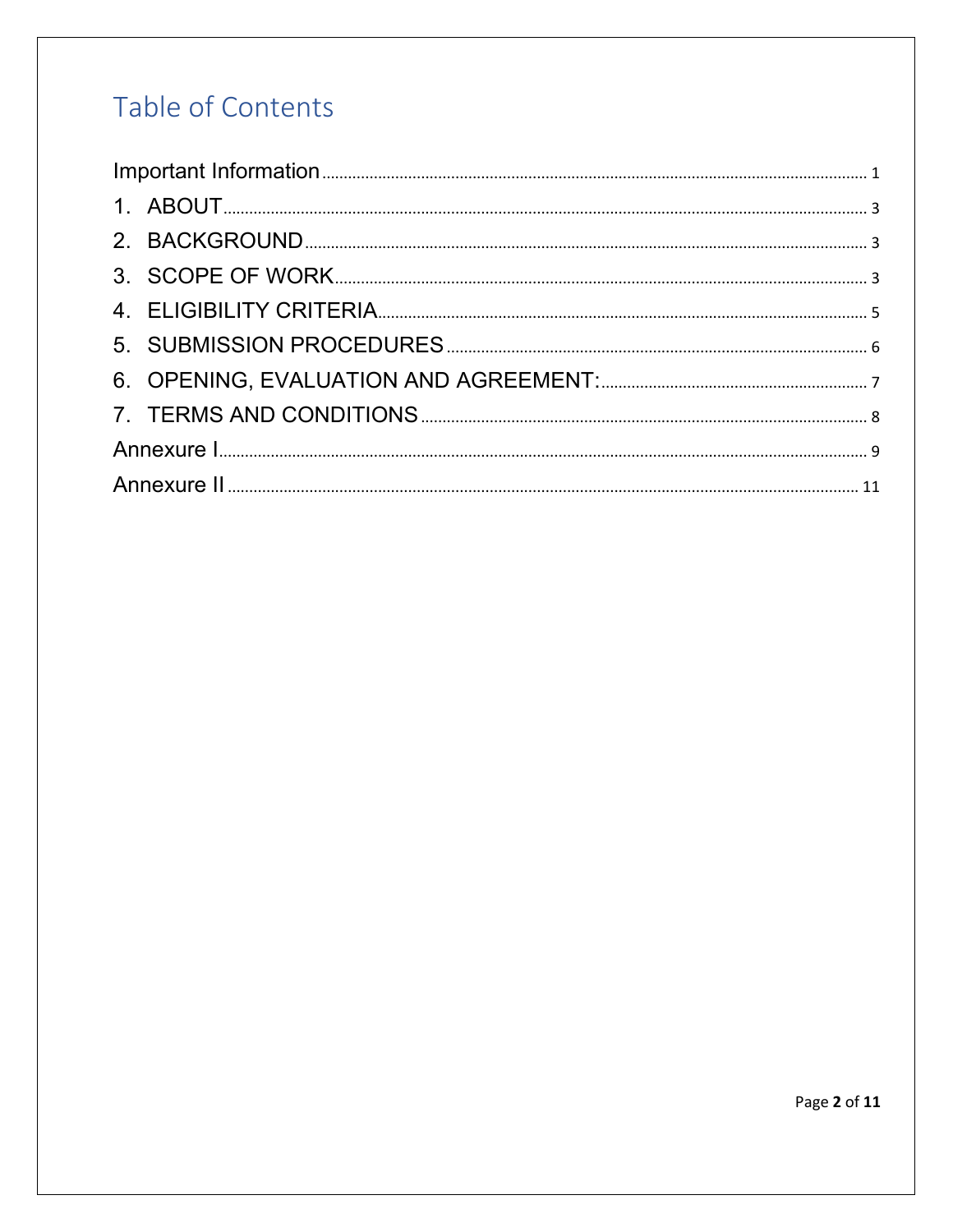# Table of Contents

Important Information ........................................................................................................ 1

1. ABOUT ........................................................................................................................ 3

2. BACKGROUND ............................................................................................................ 3

3. SCOPE OF WORK ........................................................................................................ 3

4. ELIGIBILITY CRITERIA ................................................................................................ 5

5. SUBMISSION PROCEDURES ...................................................................................... 6

6. OPENING, EVALUATION AND AGREEMENT: .............................................................. 7

7. TERMS AND CONDITIONS .......................................................................................... 8

Annexure I .......................................................................................................................... 9

Annexure II ......................................................................................................................... 11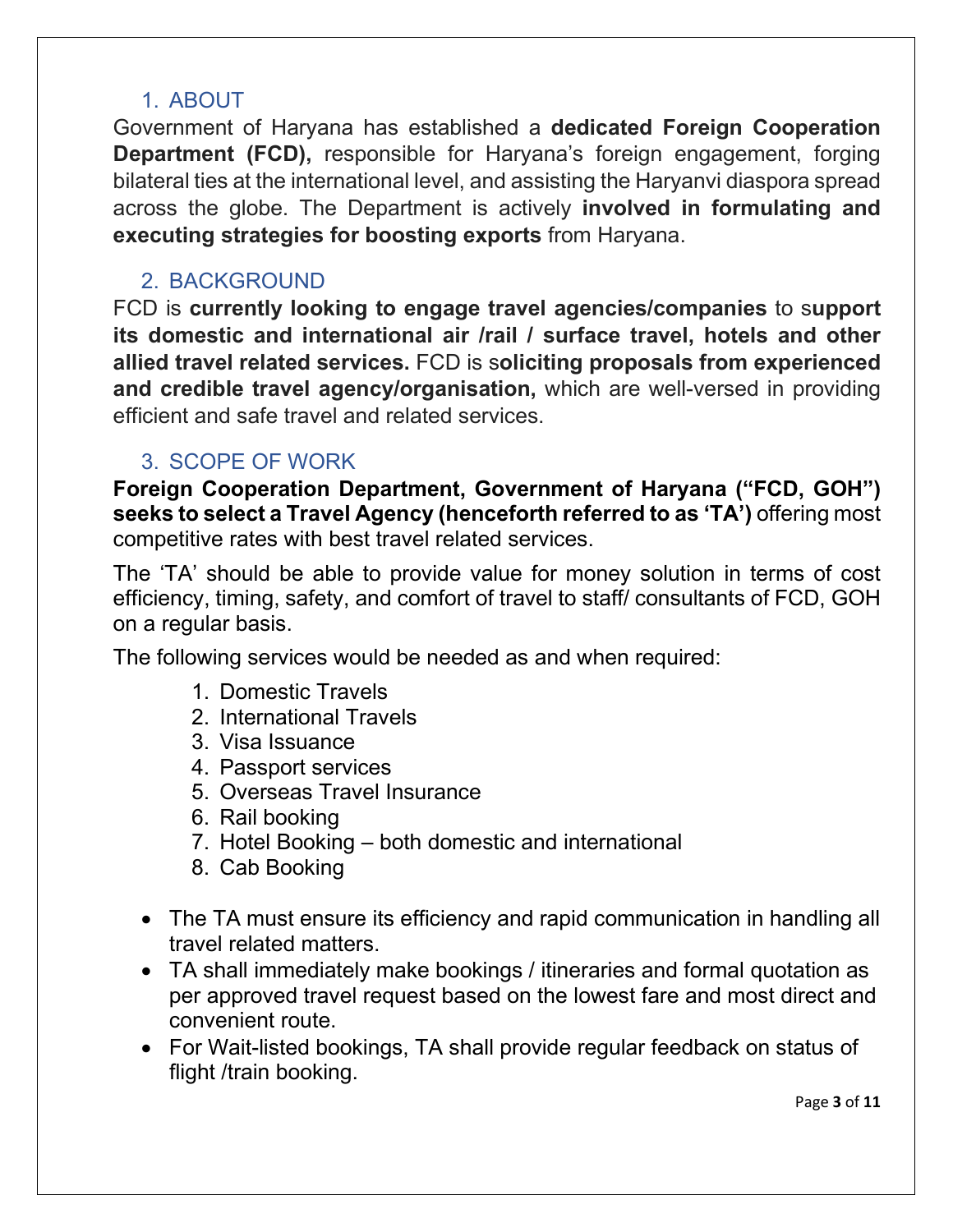## 1. ABOUT

Government of Haryana has established a **dedicated Foreign Cooperation Department (FCD),** responsible for Haryana's foreign engagement, forging bilateral ties at the international level, and assisting the Haryanvi diaspora spread across the globe. The Department is actively **involved in formulating and executing strategies for boosting exports** from Haryana.

## 2. BACKGROUND

FCD is **currently looking to engage travel agencies/companies** to s**upport its domestic and international air /rail / surface travel, hotels and other allied travel related services.** FCD is s**oliciting proposals from experienced and credible travel agency/organisation,** which are well-versed in providing efficient and safe travel and related services.

## 3. SCOPE OF WORK

**Foreign Cooperation Department, Government of Haryana ("FCD, GOH") seeks to select a Travel Agency (henceforth referred to as 'TA')** offering most competitive rates with best travel related services.

The 'TA' should be able to provide value for money solution in terms of cost efficiency, timing, safety, and comfort of travel to staff/ consultants of FCD, GOH on a regular basis.

The following services would be needed as and when required:

1. Domestic Travels
2. International Travels
3. Visa Issuance
4. Passport services
5. Overseas Travel Insurance
6. Rail booking
7. Hotel Booking – both domestic and international
8. Cab Booking

- The TA must ensure its efficiency and rapid communication in handling all travel related matters.
- TA shall immediately make bookings / itineraries and formal quotation as per approved travel request based on the lowest fare and most direct and convenient route.
- For Wait-listed bookings, TA shall provide regular feedback on status of flight /train booking.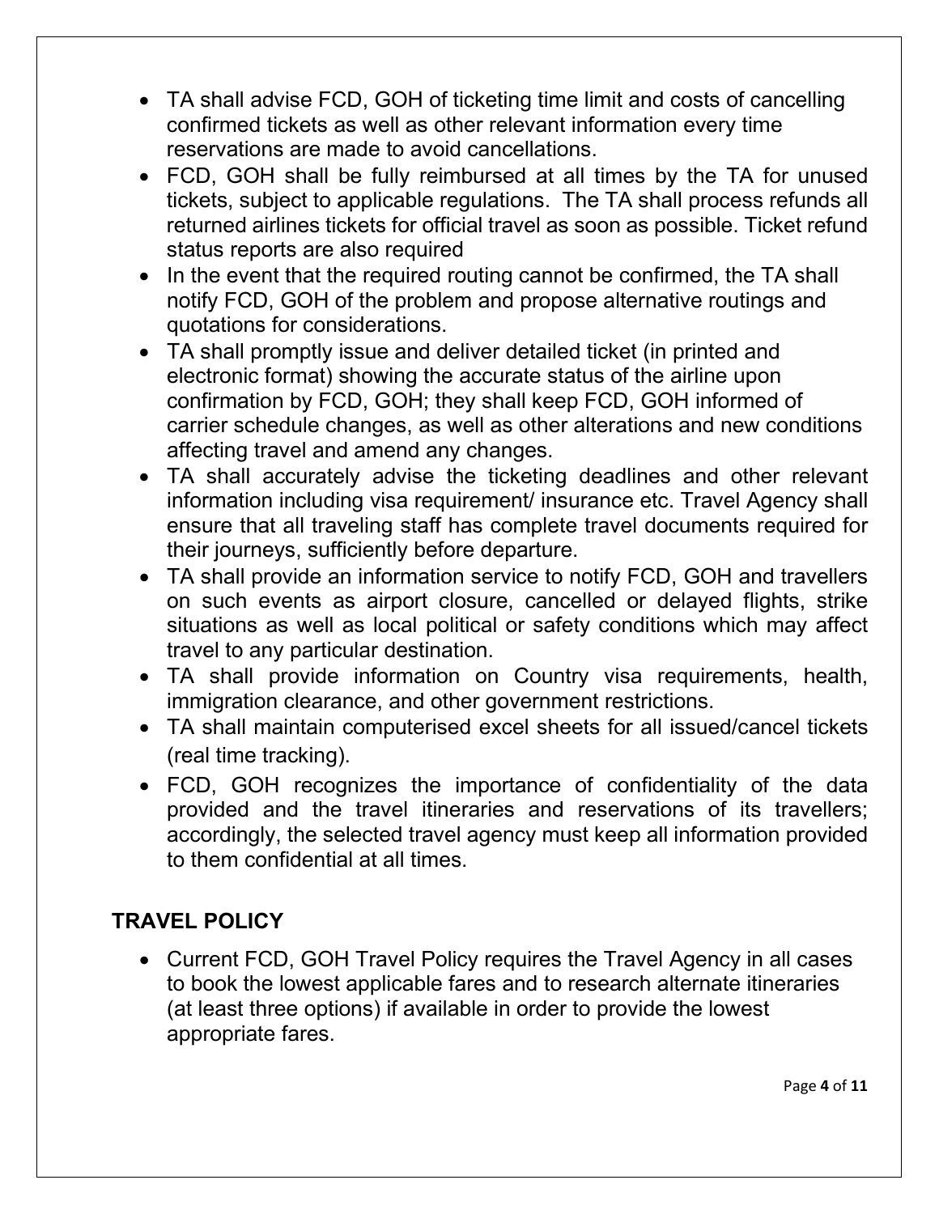- TA shall advise FCD, GOH of ticketing time limit and costs of cancelling confirmed tickets as well as other relevant information every time reservations are made to avoid cancellations.
- FCD, GOH shall be fully reimbursed at all times by the TA for unused tickets, subject to applicable regulations. The TA shall process refunds all returned airlines tickets for official travel as soon as possible. Ticket refund status reports are also required
- In the event that the required routing cannot be confirmed, the TA shall notify FCD, GOH of the problem and propose alternative routings and quotations for considerations.
- TA shall promptly issue and deliver detailed ticket (in printed and electronic format) showing the accurate status of the airline upon confirmation by FCD, GOH; they shall keep FCD, GOH informed of carrier schedule changes, as well as other alterations and new conditions affecting travel and amend any changes.
- TA shall accurately advise the ticketing deadlines and other relevant information including visa requirement/ insurance etc. Travel Agency shall ensure that all traveling staff has complete travel documents required for their journeys, sufficiently before departure.
- TA shall provide an information service to notify FCD, GOH and travellers on such events as airport closure, cancelled or delayed flights, strike situations as well as local political or safety conditions which may affect travel to any particular destination.
- TA shall provide information on Country visa requirements, health, immigration clearance, and other government restrictions.
- TA shall maintain computerised excel sheets for all issued/cancel tickets (real time tracking).
- FCD, GOH recognizes the importance of confidentiality of the data provided and the travel itineraries and reservations of its travellers; accordingly, the selected travel agency must keep all information provided to them confidential at all times.

## TRAVEL POLICY

- Current FCD, GOH Travel Policy requires the Travel Agency in all cases to book the lowest applicable fares and to research alternate itineraries (at least three options) if available in order to provide the lowest appropriate fares.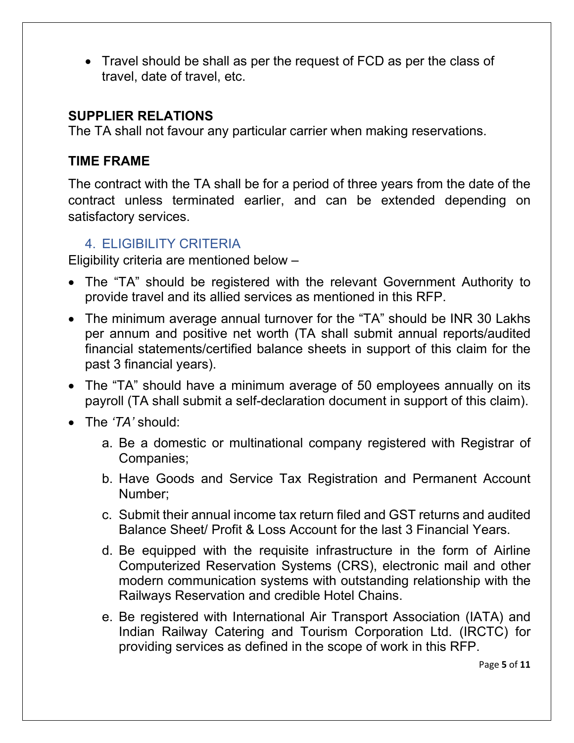- Travel should be shall as per the request of FCD as per the class of travel, date of travel, etc.

**SUPPLIER RELATIONS**

The TA shall not favour any particular carrier when making reservations.

**TIME FRAME**

The contract with the TA shall be for a period of three years from the date of the contract unless terminated earlier, and can be extended depending on satisfactory services.

## 4. ELIGIBILITY CRITERIA

Eligibility criteria are mentioned below –

- The "TA" should be registered with the relevant Government Authority to provide travel and its allied services as mentioned in this RFP.
- The minimum average annual turnover for the "TA" should be INR 30 Lakhs per annum and positive net worth (TA shall submit annual reports/audited financial statements/certified balance sheets in support of this claim for the past 3 financial years).
- The "TA" should have a minimum average of 50 employees annually on its payroll (TA shall submit a self-declaration document in support of this claim).
- The *'TA'* should:
    a. Be a domestic or multinational company registered with Registrar of Companies;
    b. Have Goods and Service Tax Registration and Permanent Account Number;
    c. Submit their annual income tax return filed and GST returns and audited Balance Sheet/ Profit & Loss Account for the last 3 Financial Years.
    d. Be equipped with the requisite infrastructure in the form of Airline Computerized Reservation Systems (CRS), electronic mail and other modern communication systems with outstanding relationship with the Railways Reservation and credible Hotel Chains.
    e. Be registered with International Air Transport Association (IATA) and Indian Railway Catering and Tourism Corporation Ltd. (IRCTC) for providing services as defined in the scope of work in this RFP.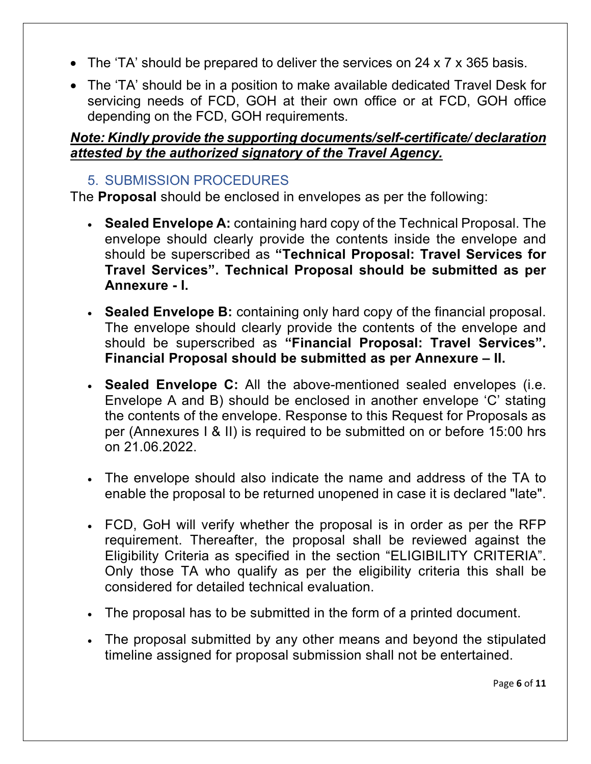- The 'TA' should be prepared to deliver the services on 24 x 7 x 365 basis.
- The 'TA' should be in a position to make available dedicated Travel Desk for servicing needs of FCD, GOH at their own office or at FCD, GOH office depending on the FCD, GOH requirements.

***Note: Kindly provide the supporting documents/self-certificate/ declaration attested by the authorized signatory of the Travel Agency.***

## 5. SUBMISSION PROCEDURES

The **Proposal** should be enclosed in envelopes as per the following:

- **Sealed Envelope A:** containing hard copy of the Technical Proposal. The envelope should clearly provide the contents inside the envelope and should be superscribed as **"Technical Proposal: Travel Services for Travel Services". Technical Proposal should be submitted as per Annexure - I.**

- **Sealed Envelope B:** containing only hard copy of the financial proposal. The envelope should clearly provide the contents of the envelope and should be superscribed as **"Financial Proposal: Travel Services". Financial Proposal should be submitted as per Annexure – II.**

- **Sealed Envelope C:** All the above-mentioned sealed envelopes (i.e. Envelope A and B) should be enclosed in another envelope 'C' stating the contents of the envelope. Response to this Request for Proposals as per (Annexures I & II) is required to be submitted on or before 15:00 hrs on 21.06.2022.

- The envelope should also indicate the name and address of the TA to enable the proposal to be returned unopened in case it is declared "late".

- FCD, GoH will verify whether the proposal is in order as per the RFP requirement. Thereafter, the proposal shall be reviewed against the Eligibility Criteria as specified in the section "ELIGIBILITY CRITERIA". Only those TA who qualify as per the eligibility criteria this shall be considered for detailed technical evaluation.

- The proposal has to be submitted in the form of a printed document.

- The proposal submitted by any other means and beyond the stipulated timeline assigned for proposal submission shall not be entertained.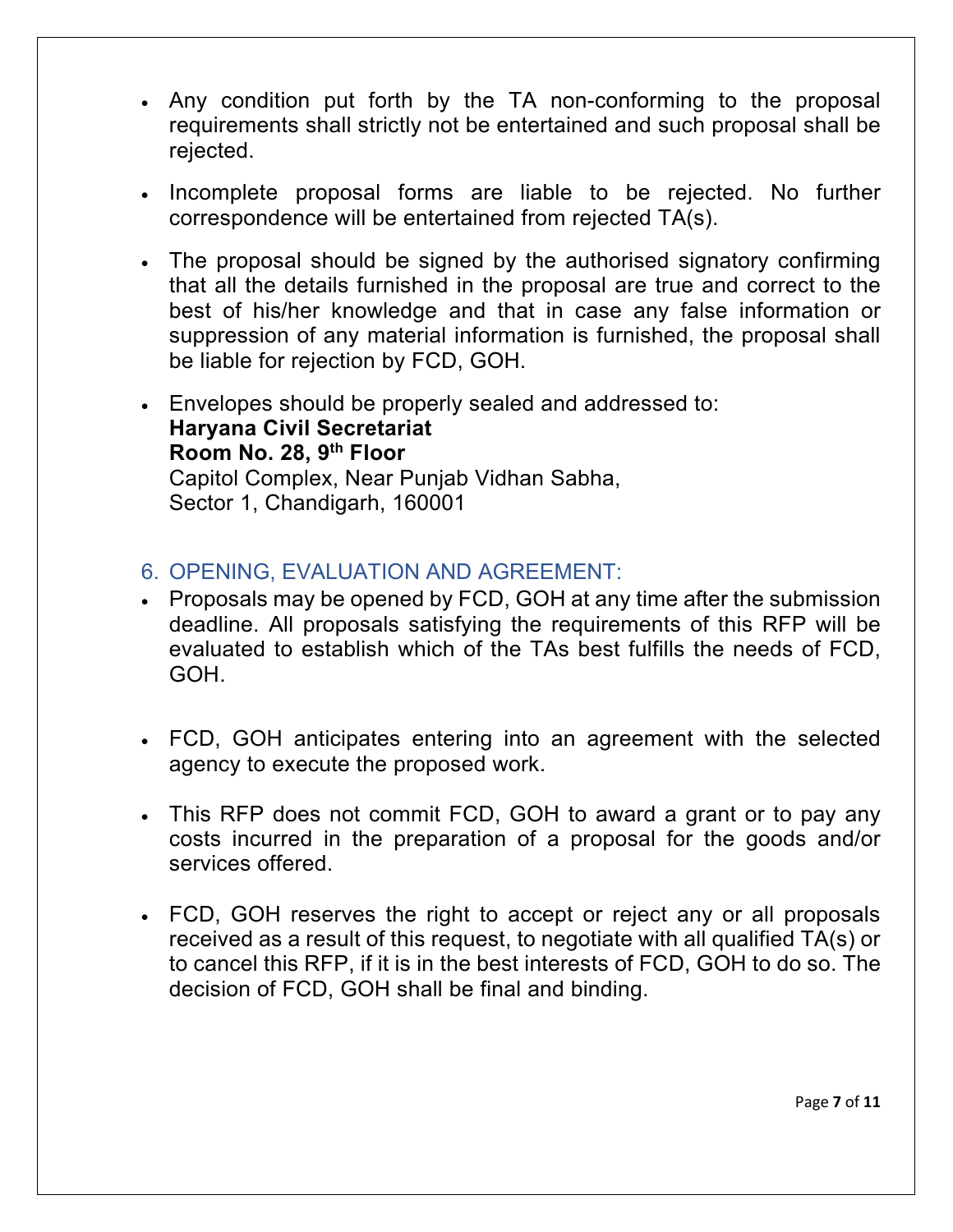- Any condition put forth by the TA non-conforming to the proposal requirements shall strictly not be entertained and such proposal shall be rejected.
- Incomplete proposal forms are liable to be rejected. No further correspondence will be entertained from rejected TA(s).
- The proposal should be signed by the authorised signatory confirming that all the details furnished in the proposal are true and correct to the best of his/her knowledge and that in case any false information or suppression of any material information is furnished, the proposal shall be liable for rejection by FCD, GOH.
- Envelopes should be properly sealed and addressed to:
  **Haryana Civil Secretariat**
  **Room No. 28, 9th Floor**
  Capitol Complex, Near Punjab Vidhan Sabha,
  Sector 1, Chandigarh, 160001

## 6. OPENING, EVALUATION AND AGREEMENT:

- Proposals may be opened by FCD, GOH at any time after the submission deadline. All proposals satisfying the requirements of this RFP will be evaluated to establish which of the TAs best fulfills the needs of FCD, GOH.
- FCD, GOH anticipates entering into an agreement with the selected agency to execute the proposed work.
- This RFP does not commit FCD, GOH to award a grant or to pay any costs incurred in the preparation of a proposal for the goods and/or services offered.
- FCD, GOH reserves the right to accept or reject any or all proposals received as a result of this request, to negotiate with all qualified TA(s) or to cancel this RFP, if it is in the best interests of FCD, GOH to do so. The decision of FCD, GOH shall be final and binding.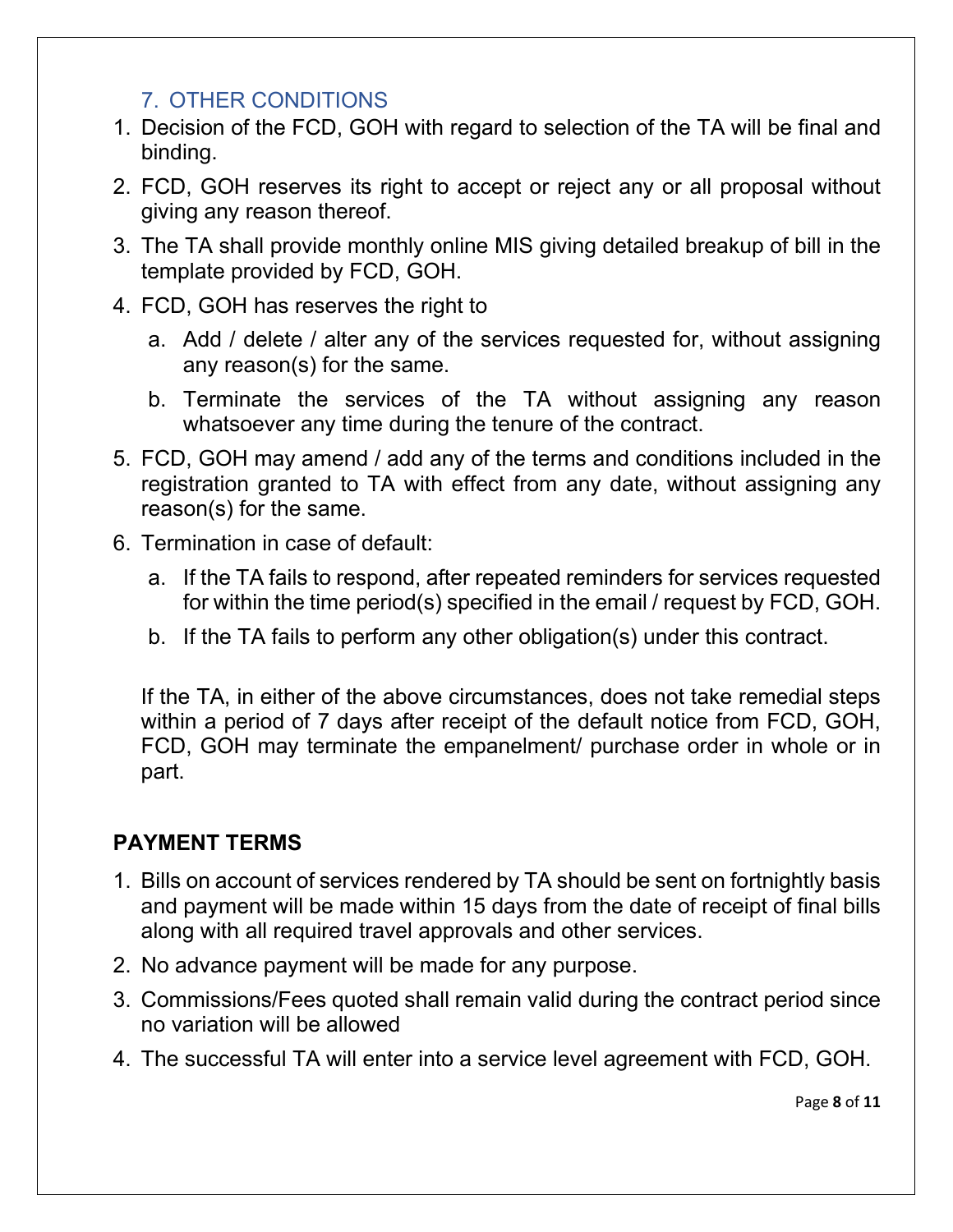## 7. OTHER CONDITIONS

1. Decision of the FCD, GOH with regard to selection of the TA will be final and binding.
2. FCD, GOH reserves its right to accept or reject any or all proposal without giving any reason thereof.
3. The TA shall provide monthly online MIS giving detailed breakup of bill in the template provided by FCD, GOH.
4. FCD, GOH has reserves the right to
   a. Add / delete / alter any of the services requested for, without assigning any reason(s) for the same.
   b. Terminate the services of the TA without assigning any reason whatsoever any time during the tenure of the contract.
5. FCD, GOH may amend / add any of the terms and conditions included in the registration granted to TA with effect from any date, without assigning any reason(s) for the same.
6. Termination in case of default:
   a. If the TA fails to respond, after repeated reminders for services requested for within the time period(s) specified in the email / request by FCD, GOH.
   b. If the TA fails to perform any other obligation(s) under this contract.

   If the TA, in either of the above circumstances, does not take remedial steps within a period of 7 days after receipt of the default notice from FCD, GOH, FCD, GOH may terminate the empanelment/ purchase order in whole or in part.

**PAYMENT TERMS**

1. Bills on account of services rendered by TA should be sent on fortnightly basis and payment will be made within 15 days from the date of receipt of final bills along with all required travel approvals and other services.
2. No advance payment will be made for any purpose.
3. Commissions/Fees quoted shall remain valid during the contract period since no variation will be allowed
4. The successful TA will enter into a service level agreement with FCD, GOH.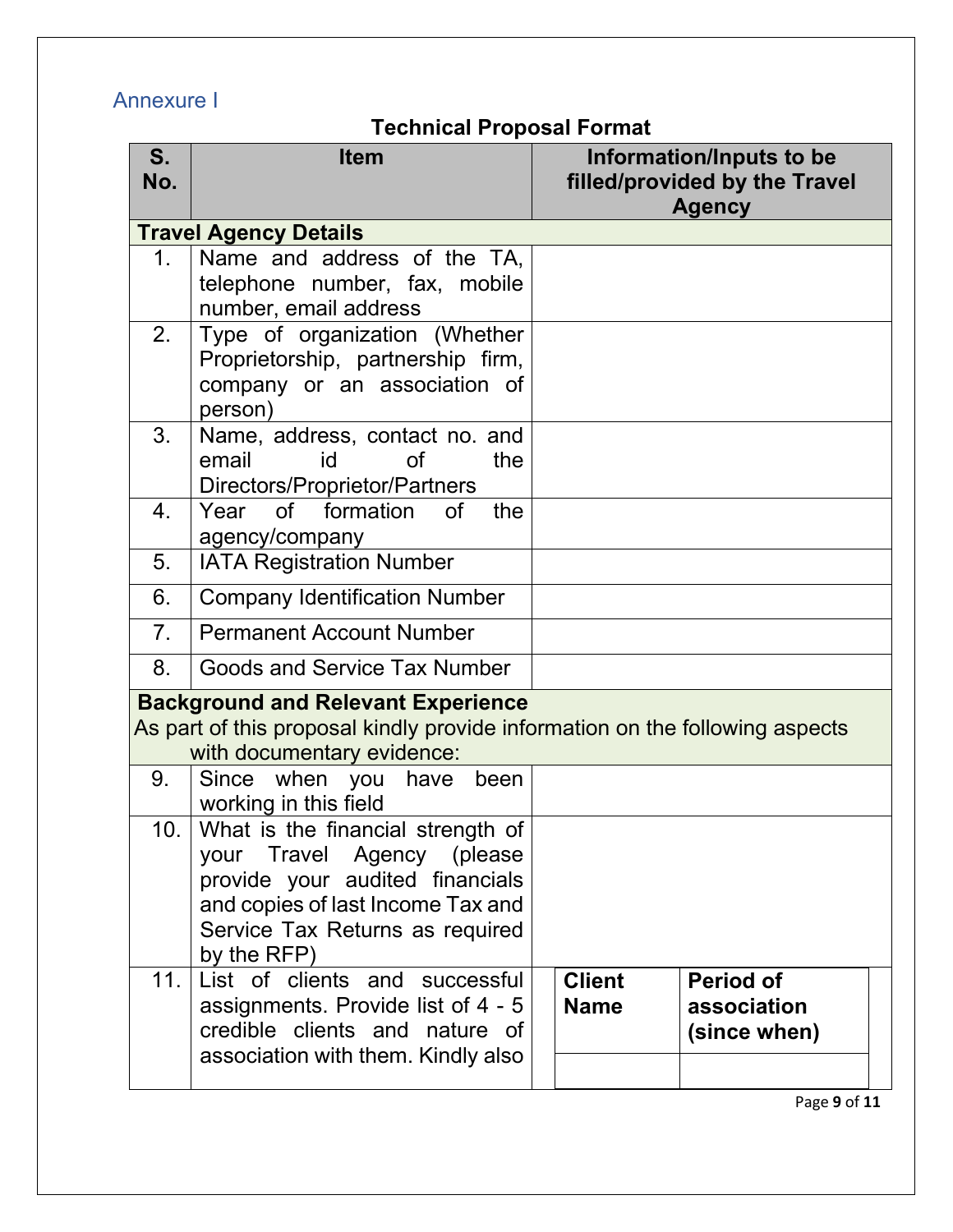## Annexure I

**Technical Proposal Format**

| S. No. | Item | Information/Inputs to be filled/provided by the Travel Agency |
|---|---|---|
| **Travel Agency Details** | | |
| 1. | Name and address of the TA, telephone number, fax, mobile number, email address | |
| 2. | Type of organization (Whether Proprietorship, partnership firm, company or an association of person) | |
| 3. | Name, address, contact no. and email id of the Directors/Proprietor/Partners | |
| 4. | Year of formation of the agency/company | |
| 5. | IATA Registration Number | |
| 6. | Company Identification Number | |
| 7. | Permanent Account Number | |
| 8. | Goods and Service Tax Number | |
| **Background and Relevant Experience** As part of this proposal kindly provide information on the following aspects with documentary evidence: | | |
| 9. | Since when you have been working in this field | |
| 10. | What is the financial strength of your Travel Agency (please provide your audited financials and copies of last Income Tax and Service Tax Returns as required by the RFP) | |
| 11. | List of clients and successful assignments. Provide list of 4 - 5 credible clients and nature of association with them. Kindly also | **Client Name** / **Period of association (since when)** |

| Client Name | Period of association (since when) |
|---|---|
| | |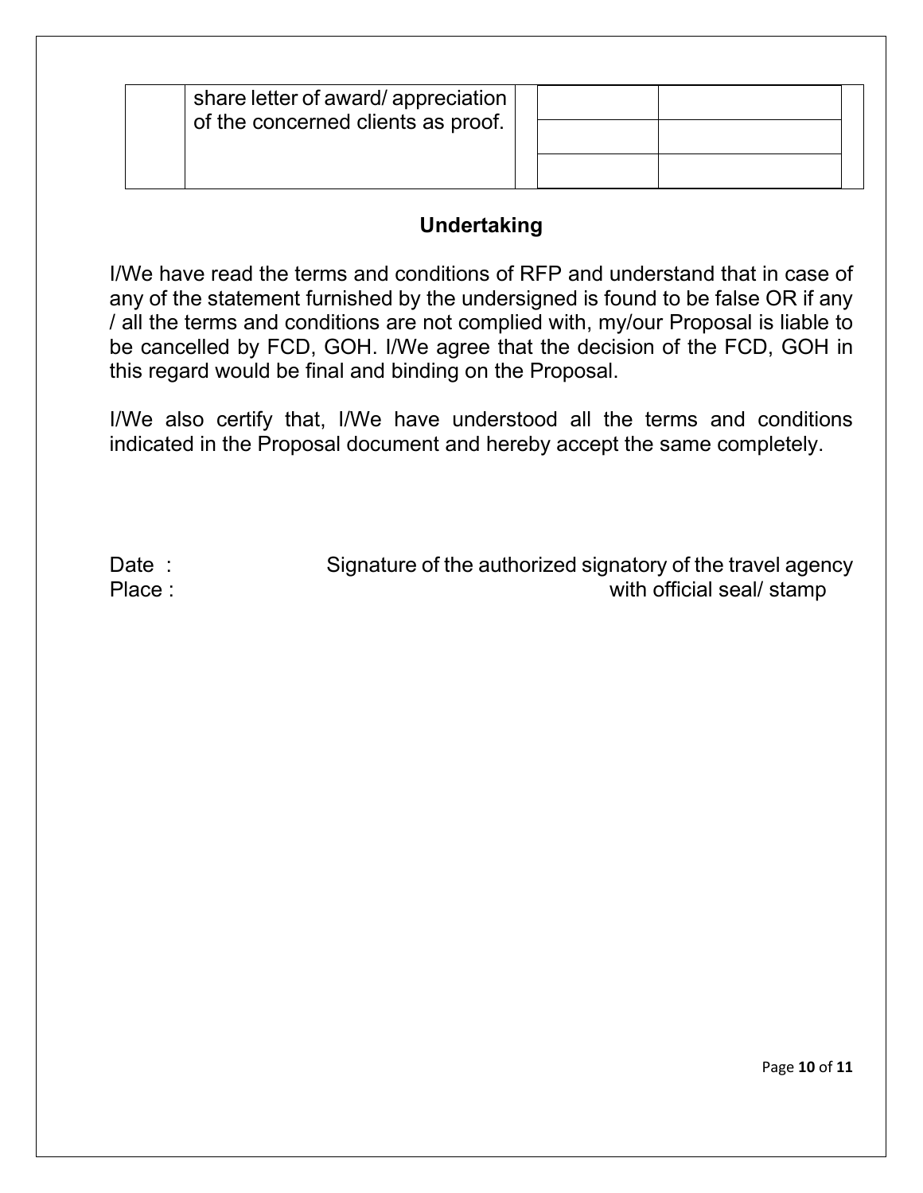| | share letter of award/ appreciation of the concerned clients as proof. | | | |
|---|---|---|---|---|
| | | | | |
| | | | | |

## Undertaking

I/We have read the terms and conditions of RFP and understand that in case of any of the statement furnished by the undersigned is found to be false OR if any / all the terms and conditions are not complied with, my/our Proposal is liable to be cancelled by FCD, GOH. I/We agree that the decision of the FCD, GOH in this regard would be final and binding on the Proposal.

I/We also certify that, I/We have understood all the terms and conditions indicated in the Proposal document and hereby accept the same completely.

Date :

Place :

Signature of the authorized signatory of the travel agency with official seal/ stamp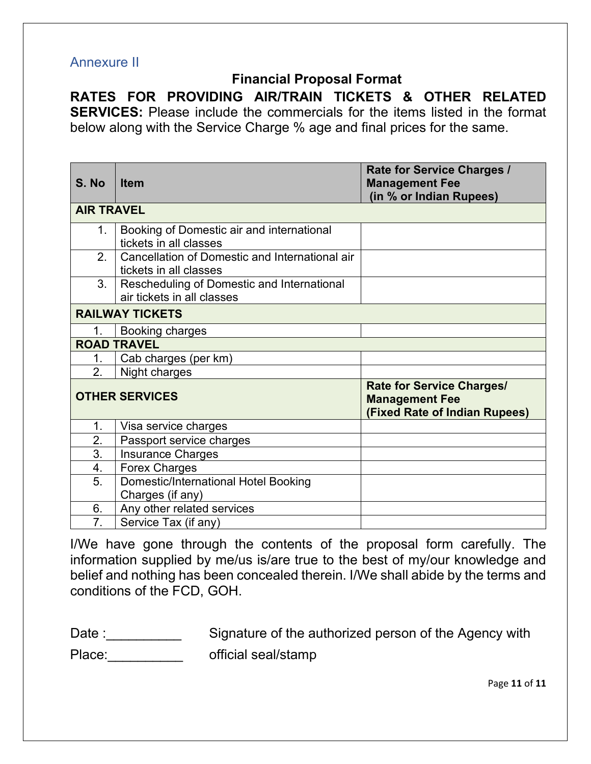Annexure II

## Financial Proposal Format

**RATES FOR PROVIDING AIR/TRAIN TICKETS & OTHER RELATED SERVICES:** Please include the commercials for the items listed in the format below along with the Service Charge % age and final prices for the same.

| S. No | Item | Rate for Service Charges / Management Fee (in % or Indian Rupees) |
|---|---|---|
| **AIR TRAVEL** | | |
| 1. | Booking of Domestic air and international tickets in all classes | |
| 2. | Cancellation of Domestic and International air tickets in all classes | |
| 3. | Rescheduling of Domestic and International air tickets in all classes | |
| **RAILWAY TICKETS** | | |
| 1. | Booking charges | |
| **ROAD TRAVEL** | | |
| 1. | Cab charges (per km) | |
| 2. | Night charges | |
| **OTHER SERVICES** | | **Rate for Service Charges/ Management Fee (Fixed Rate of Indian Rupees)** |
| 1. | Visa service charges | |
| 2. | Passport service charges | |
| 3. | Insurance Charges | |
| 4. | Forex Charges | |
| 5. | Domestic/International Hotel Booking Charges (if any) | |
| 6. | Any other related services | |
| 7. | Service Tax (if any) | |

I/We have gone through the contents of the proposal form carefully. The information supplied by me/us is/are true to the best of my/our knowledge and belief and nothing has been concealed therein. I/We shall abide by the terms and conditions of the FCD, GOH.

Date :__________ Signature of the authorized person of the Agency with

Place:__________ official seal/stamp